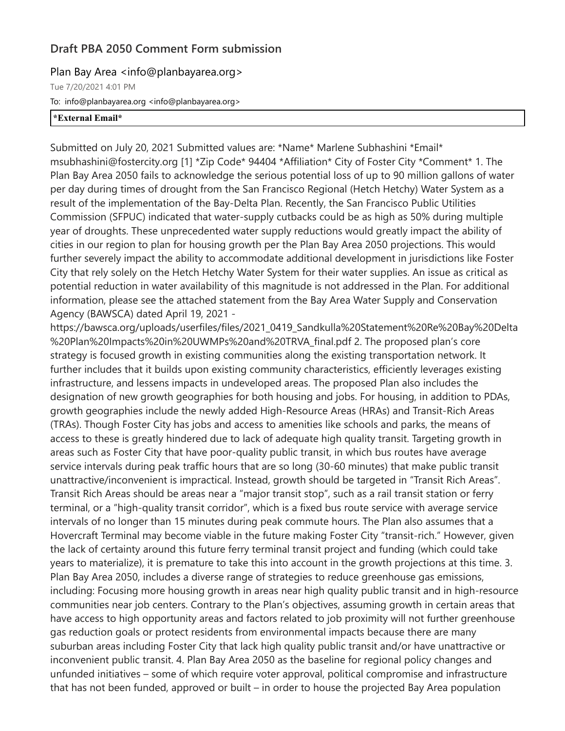## Draft PBA 2050 Comment Form submission

Plan Bay Area <info@planbayarea.org>

Tue 7/20/2021 4:01 PM

To: info@planbayarea.org <info@planbayarea.org>

**\*External Email\***

Submitted on July 20, 2021 Submitted values are: *Name* Marlene Subhashini *Email* msubhashini@fostercity.org [1] *Zip Code* 94404 *Affiliation* City of Foster City *Comment* 1. The Plan Bay Area 2050 fails to acknowledge the serious potential loss of up to 90 million gallons of water per day during times of drought from the San Francisco Regional (Hetch Hetchy) Water System as a result of the implementation of the Bay-Delta Plan. Recently, the San Francisco Public Utilities Commission (SFPUC) indicated that water-supply cutbacks could be as high as 50% during multiple year of droughts. These unprecedented water supply reductions would greatly impact the ability of cities in our region to plan for housing growth per the Plan Bay Area 2050 projections. This would further severely impact the ability to accommodate additional development in jurisdictions like Foster City that rely solely on the Hetch Hetchy Water System for their water supplies. An issue as critical as potential reduction in water availability of this magnitude is not addressed in the Plan. For additional information, please see the attached statement from the Bay Area Water Supply and Conservation Agency (BAWSCA) dated April 19, 2021 - https://bawsca.org/uploads/userfiles/files/2021_0419_Sandkulla%20Statement%20Re%20Bay%20Delta%20Plan%20Impacts%20in%20UWMPs%20and%20TRVA_final.pdf 2. The proposed plan's core strategy is focused growth in existing communities along the existing transportation network. It further includes that it builds upon existing community characteristics, efficiently leverages existing infrastructure, and lessens impacts in undeveloped areas. The proposed Plan also includes the designation of new growth geographies for both housing and jobs. For housing, in addition to PDAs, growth geographies include the newly added High-Resource Areas (HRAs) and Transit-Rich Areas (TRAs). Though Foster City has jobs and access to amenities like schools and parks, the means of access to these is greatly hindered due to lack of adequate high quality transit. Targeting growth in areas such as Foster City that have poor-quality public transit, in which bus routes have average service intervals during peak traffic hours that are so long (30-60 minutes) that make public transit unattractive/inconvenient is impractical. Instead, growth should be targeted in "Transit Rich Areas". Transit Rich Areas should be areas near a "major transit stop", such as a rail transit station or ferry terminal, or a "high-quality transit corridor", which is a fixed bus route service with average service intervals of no longer than 15 minutes during peak commute hours. The Plan also assumes that a Hovercraft Terminal may become viable in the future making Foster City "transit-rich." However, given the lack of certainty around this future ferry terminal transit project and funding (which could take years to materialize), it is premature to take this into account in the growth projections at this time. 3. Plan Bay Area 2050, includes a diverse range of strategies to reduce greenhouse gas emissions, including: Focusing more housing growth in areas near high quality public transit and in high-resource communities near job centers. Contrary to the Plan's objectives, assuming growth in certain areas that have access to high opportunity areas and factors related to job proximity will not further greenhouse gas reduction goals or protect residents from environmental impacts because there are many suburban areas including Foster City that lack high quality public transit and/or have unattractive or inconvenient public transit. 4. Plan Bay Area 2050 as the baseline for regional policy changes and unfunded initiatives – some of which require voter approval, political compromise and infrastructure that has not been funded, approved or built – in order to house the projected Bay Area population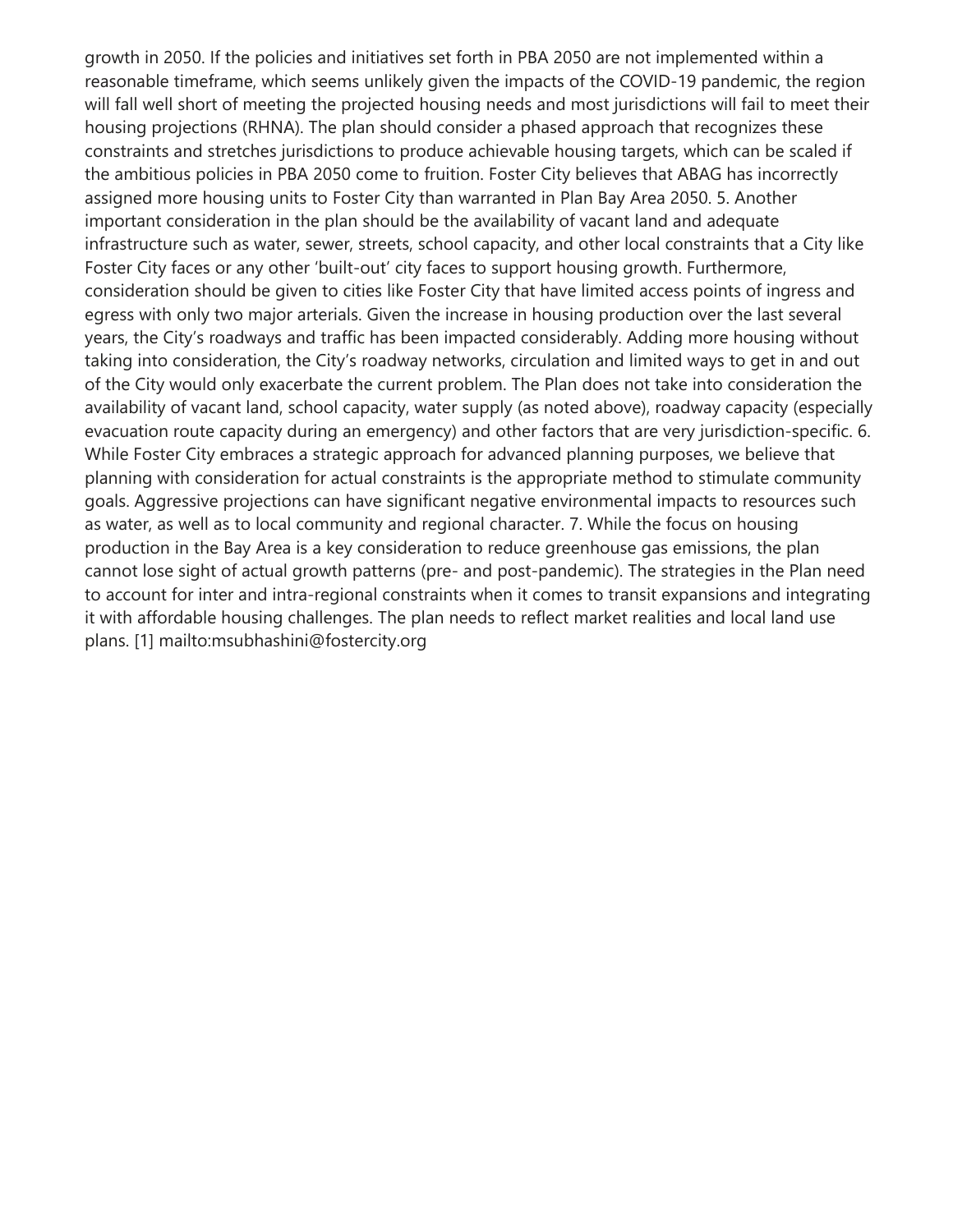growth in 2050. If the policies and initiatives set forth in PBA 2050 are not implemented within a reasonable timeframe, which seems unlikely given the impacts of the COVID-19 pandemic, the region will fall well short of meeting the projected housing needs and most jurisdictions will fail to meet their housing projections (RHNA). The plan should consider a phased approach that recognizes these constraints and stretches jurisdictions to produce achievable housing targets, which can be scaled if the ambitious policies in PBA 2050 come to fruition. Foster City believes that ABAG has incorrectly assigned more housing units to Foster City than warranted in Plan Bay Area 2050. 5. Another important consideration in the plan should be the availability of vacant land and adequate infrastructure such as water, sewer, streets, school capacity, and other local constraints that a City like Foster City faces or any other 'built-out' city faces to support housing growth. Furthermore, consideration should be given to cities like Foster City that have limited access points of ingress and egress with only two major arterials. Given the increase in housing production over the last several years, the City's roadways and traffic has been impacted considerably. Adding more housing without taking into consideration, the City's roadway networks, circulation and limited ways to get in and out of the City would only exacerbate the current problem. The Plan does not take into consideration the availability of vacant land, school capacity, water supply (as noted above), roadway capacity (especially evacuation route capacity during an emergency) and other factors that are very jurisdiction-specific. 6. While Foster City embraces a strategic approach for advanced planning purposes, we believe that planning with consideration for actual constraints is the appropriate method to stimulate community goals. Aggressive projections can have significant negative environmental impacts to resources such as water, as well as to local community and regional character. 7. While the focus on housing production in the Bay Area is a key consideration to reduce greenhouse gas emissions, the plan cannot lose sight of actual growth patterns (pre- and post-pandemic). The strategies in the Plan need to account for inter and intra-regional constraints when it comes to transit expansions and integrating it with affordable housing challenges. The plan needs to reflect market realities and local land use plans. [1] mailto:msubhashini@fostercity.org